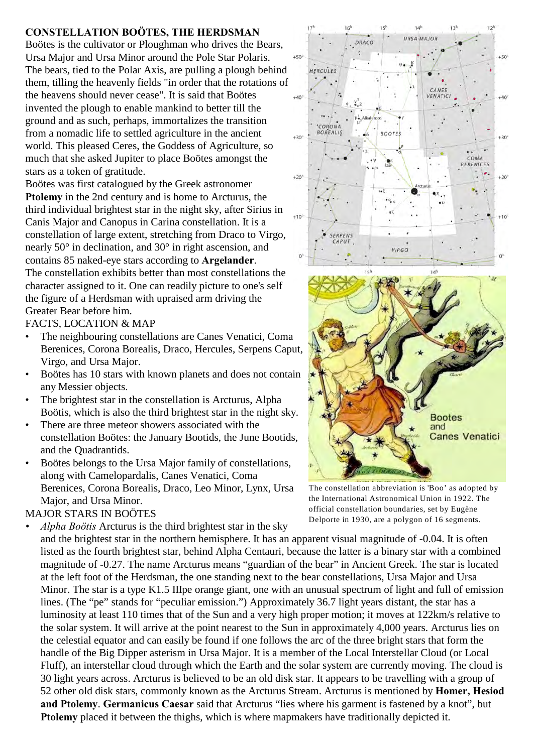## CONSTELLATION BOÖTES, THE HERDSMAN

Boötes is the cultivator or Ploughman who drives the Bears, Ursa Major and Ursa Minor around the Pole Star Polaris. The bears, tied to the Polar Axis, are pulling a plough behind them, tilling the heavenly fields "in order that the rotations of the heavens should never cease". It is said that Boötes invented the plough to enable mankind to better till the ground and as such, perhaps, immortalizes the transition from a nomadic life to settled agriculture in the ancient world. This pleased Ceres, the Goddess of Agriculture, so much that she asked Jupiter to place Boötes amongst the stars as a token of gratitude.

Boötes was first catalogued by the Greek astronomer **Ptolemy** in the 2nd century and is home to Arcturus, the third individual brightest star in the night sky, after Sirius in Canis Major and Canopus in Carina constellation. It is a constellation of large extent, stretching from Draco to Virgo, nearly 50° in declination, and 30° in right ascension, and contains 85 naked-eye stars according to **Argelander**.

The constellation exhibits better than most constellations the character assigned to it. One can readily picture to one's self the figure of a Herdsman with upraised arm driving the Greater Bear before him.

FACTS, LOCATION & MAP

- The neighbouring constellations are Canes Venatici, Coma Berenices, Corona Borealis, Draco, Hercules, Serpens Caput, Virgo, and Ursa Major.
- Boötes has 10 stars with known planets and does not contain any Messier objects.
- The brightest star in the constellation is Arcturus, Alpha Boötis, which is also the third brightest star in the night sky.
- There are three meteor showers associated with the constellation Boötes: the January Bootids, the June Bootids, and the Quadrantids.
- Boötes belongs to the Ursa Major family of constellations, along with Camelopardalis, Canes Venatici, Coma Berenices, Corona Borealis, Draco, Leo Minor, Lynx, Ursa Major, and Ursa Minor.

The constellation abbreviation is 'Boo' as adopted by the International Astronomical Union in 1922. The official constellation boundaries, set by Eugène Delporte in 1930, are a polygon of 16 segments.

MAJOR STARS IN BOÖTES

- *Alpha Boötis* Arcturus is the third brightest star in the sky and the brightest star in the northern hemisphere. It has an apparent visual magnitude of -0.04. It is often listed as the fourth brightest star, behind Alpha Centauri, because the latter is a binary star with a combined magnitude of -0.27. The name Arcturus means "guardian of the bear" in Ancient Greek. The star is located at the left foot of the Herdsman, the one standing next to the bear constellations, Ursa Major and Ursa Minor. The star is a type K1.5 IIIpe orange giant, one with an unusual spectrum of light and full of emission lines. (The "pe" stands for "peculiar emission.") Approximately 36.7 light years distant, the star has a luminosity at least 110 times that of the Sun and a very high proper motion; it moves at 122km/s relative to the solar system. It will arrive at the point nearest to the Sun in approximately 4,000 years. Arcturus lies on the celestial equator and can easily be found if one follows the arc of the three bright stars that form the handle of the Big Dipper asterism in Ursa Major. It is a member of the Local Interstellar Cloud (or Local Fluff), an interstellar cloud through which the Earth and the solar system are currently moving. The cloud is 30 light years across. Arcturus is believed to be an old disk star. It appears to be travelling with a group of 52 other old disk stars, commonly known as the Arcturus Stream. Arcturus is mentioned by **Homer, Hesiod and Ptolemy**. **Germanicus Caesar** said that Arcturus "lies where his garment is fastened by a knot", but **Ptolemy** placed it between the thighs, which is where mapmakers have traditionally depicted it.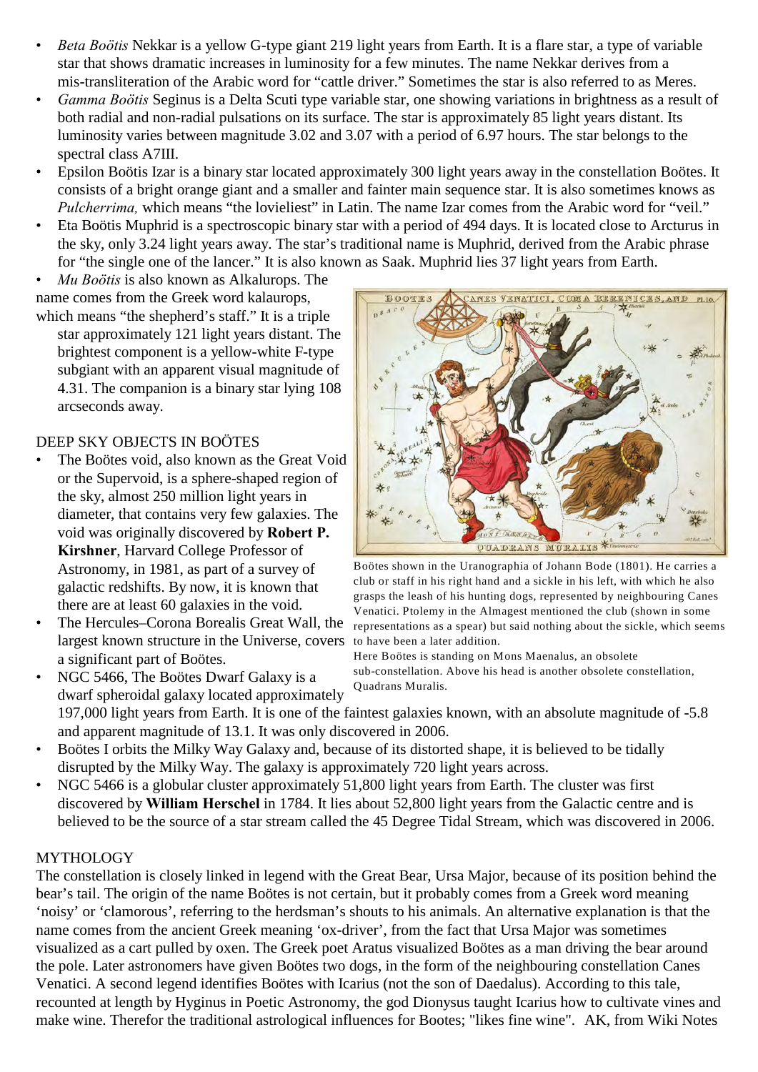- *Beta Boötis* Nekkar is a yellow G-type giant 219 light years from Earth. It is a flare star, a type of variable star that shows dramatic increases in luminosity for a few minutes. The name Nekkar derives from a mis-transliteration of the Arabic word for "cattle driver." Sometimes the star is also referred to as Meres.
- *Gamma Boötis* Seginus is a Delta Scuti type variable star, one showing variations in brightness as a result of both radial and non-radial pulsations on its surface. The star is approximately 85 light years distant. Its luminosity varies between magnitude 3.02 and 3.07 with a period of 6.97 hours. The star belongs to the spectral class A7III.
- Epsilon Boötis Izar is a binary star located approximately 300 light years away in the constellation Boötes. It consists of a bright orange giant and a smaller and fainter main sequence star. It is also sometimes knows as *Pulcherrima,* which means "the lovieliest" in Latin. The name Izar comes from the Arabic word for "veil."
- Eta Boötis Muphrid is a spectroscopic binary star with a period of 494 days. It is located close to Arcturus in the sky, only 3.24 light years away. The star's traditional name is Muphrid, derived from the Arabic phrase for "the single one of the lancer." It is also known as Saak. Muphrid lies 37 light years from Earth.
- *Mu Boötis* is also known as Alkalurops. The name comes from the Greek word kalaurops, which means "the shepherd's staff." It is a triple star approximately 121 light years distant. The brightest component is a yellow-white F-type subgiant with an apparent visual magnitude of 4.31. The companion is a binary star lying 108 arcseconds away.

Boötes shown in the Uranographia of Johann Bode (1801). He carries a club or staff in his right hand and a sickle in his left, with which he also grasps the leash of his hunting dogs, represented by neighbouring Canes Venatici. Ptolemy in the Almagest mentioned the club (shown in some representations as a spear) but said nothing about the sickle, which seems to have been a later addition.

Here Boötes is standing on Mons Maenalus, an obsolete sub-constellation. Above his head is another obsolete constellation, Quadrans Muralis.

DEEP SKY OBJECTS IN BOÖTES

- The Boötes void, also known as the Great Void or the Supervoid, is a sphere-shaped region of the sky, almost 250 million light years in diameter, that contains very few galaxies. The void was originally discovered by **Robert P. Kirshner**, Harvard College Professor of Astronomy, in 1981, as part of a survey of galactic redshifts. By now, it is known that there are at least 60 galaxies in the void.
- The Hercules–Corona Borealis Great Wall, the largest known structure in the Universe, covers a significant part of Boötes.
- NGC 5466, The Boötes Dwarf Galaxy is a dwarf spheroidal galaxy located approximately 197,000 light years from Earth. It is one of the faintest galaxies known, with an absolute magnitude of -5.8 and apparent magnitude of 13.1. It was only discovered in 2006.
- Boötes I orbits the Milky Way Galaxy and, because of its distorted shape, it is believed to be tidally disrupted by the Milky Way. The galaxy is approximately 720 light years across.
- NGC 5466 is a globular cluster approximately 51,800 light years from Earth. The cluster was first discovered by **William Herschel** in 1784. It lies about 52,800 light years from the Galactic centre and is believed to be the source of a star stream called the 45 Degree Tidal Stream, which was discovered in 2006.

MYTHOLOGY

The constellation is closely linked in legend with the Great Bear, Ursa Major, because of its position behind the bear's tail. The origin of the name Boötes is not certain, but it probably comes from a Greek word meaning 'noisy' or 'clamorous', referring to the herdsman's shouts to his animals. An alternative explanation is that the name comes from the ancient Greek meaning 'ox-driver', from the fact that Ursa Major was sometimes visualized as a cart pulled by oxen. The Greek poet Aratus visualized Boötes as a man driving the bear around the pole. Later astronomers have given Boötes two dogs, in the form of the neighbouring constellation Canes Venatici. A second legend identifies Boötes with Icarius (not the son of Daedalus). According to this tale, recounted at length by Hyginus in Poetic Astronomy, the god Dionysus taught Icarius how to cultivate vines and make wine. Therefor the traditional astrological influences for Bootes; "likes fine wine". AK, from Wiki Notes